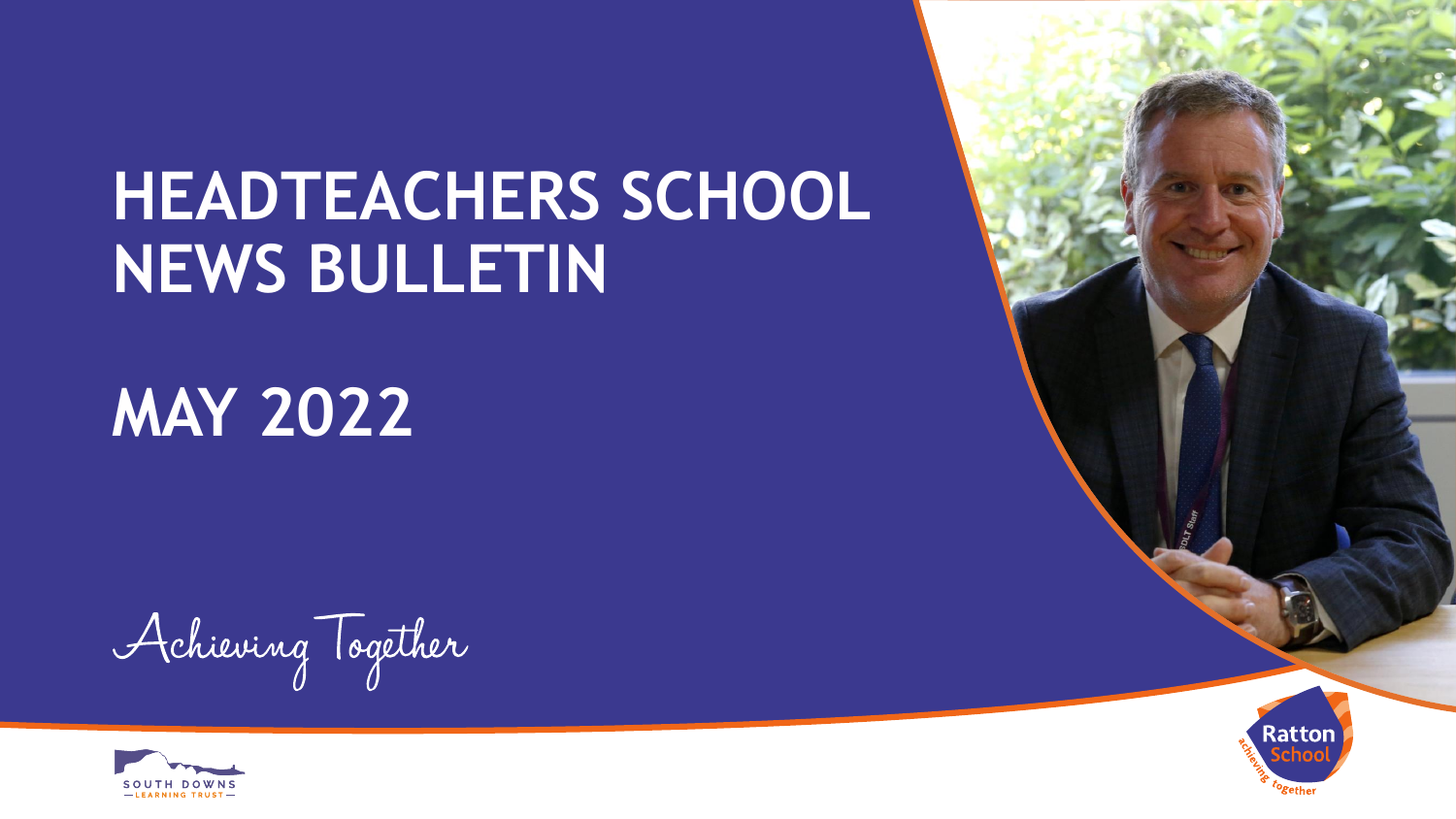# HEADTEACHERS SCHOOL NEWS BULLETIN

# MAY 2022

*Achieving Together*

SOUTH DOWNS LEARNING TRUST

Ratton School — achieving together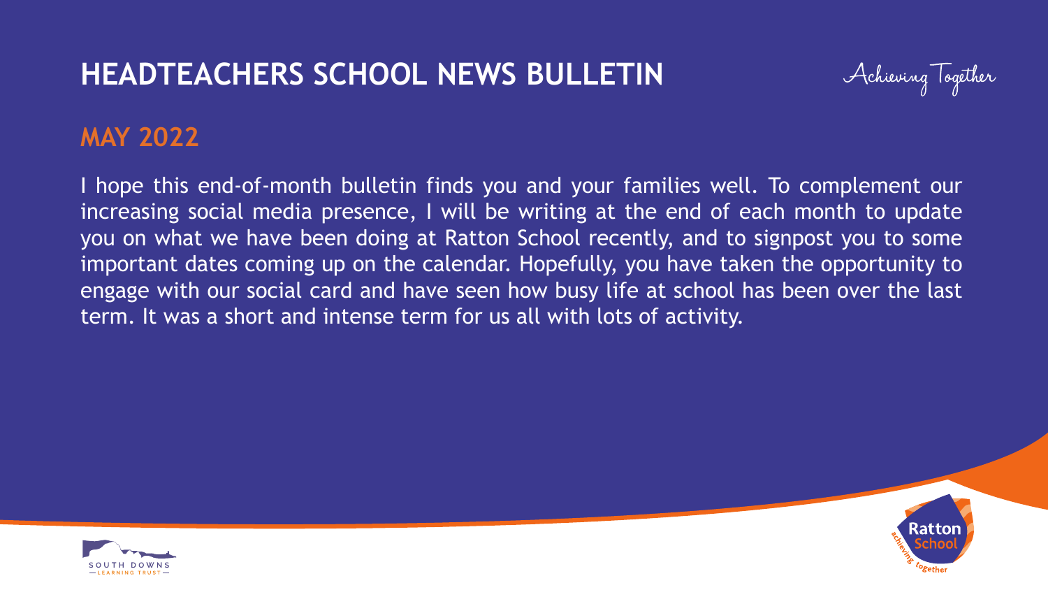# HEADTEACHERS SCHOOL NEWS BULLETIN

Achieving Together

## MAY 2022

I hope this end-of-month bulletin finds you and your families well. To complement our increasing social media presence, I will be writing at the end of each month to update you on what we have been doing at Ratton School recently, and to signpost you to some important dates coming up on the calendar. Hopefully, you have taken the opportunity to engage with our social card and have seen how busy life at school has been over the last term. It was a short and intense term for us all with lots of activity.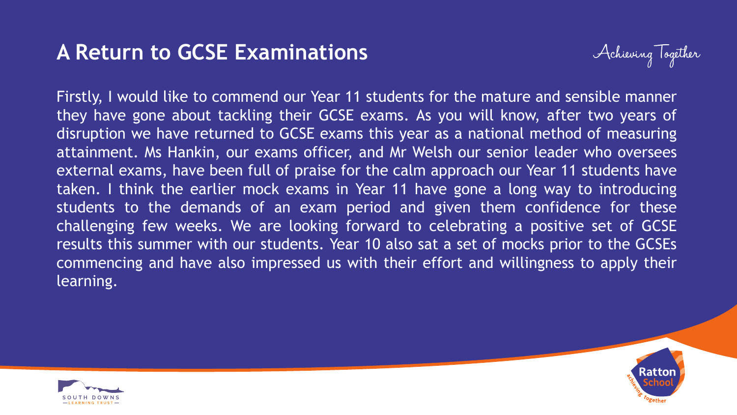## A Return to GCSE Examinations

Firstly, I would like to commend our Year 11 students for the mature and sensible manner they have gone about tackling their GCSE exams. As you will know, after two years of disruption we have returned to GCSE exams this year as a national method of measuring attainment. Ms Hankin, our exams officer, and Mr Welsh our senior leader who oversees external exams, have been full of praise for the calm approach our Year 11 students have taken. I think the earlier mock exams in Year 11 have gone a long way to introducing students to the demands of an exam period and given them confidence for these challenging few weeks. We are looking forward to celebrating a positive set of GCSE results this summer with our students. Year 10 also sat a set of mocks prior to the GCSEs commencing and have also impressed us with their effort and willingness to apply their learning.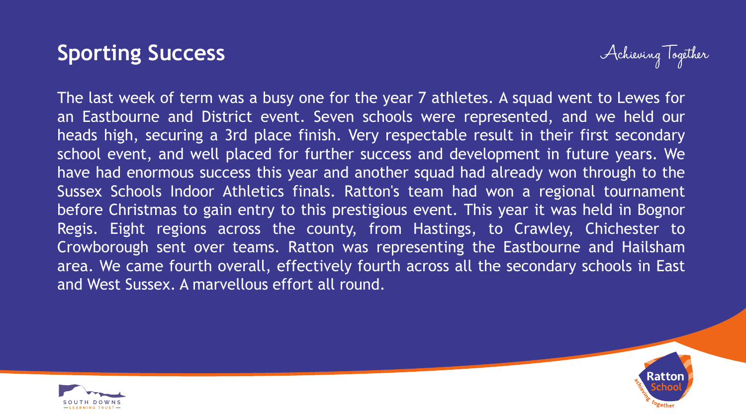## Sporting Success

Achieving Together

The last week of term was a busy one for the year 7 athletes. A squad went to Lewes for an Eastbourne and District event. Seven schools were represented, and we held our heads high, securing a 3rd place finish. Very respectable result in their first secondary school event, and well placed for further success and development in future years. We have had enormous success this year and another squad had already won through to the Sussex Schools Indoor Athletics finals. Ratton's team had won a regional tournament before Christmas to gain entry to this prestigious event. This year it was held in Bognor Regis. Eight regions across the county, from Hastings, to Crawley, Chichester to Crowborough sent over teams. Ratton was representing the Eastbourne and Hailsham area. We came fourth overall, effectively fourth across all the secondary schools in East and West Sussex. A marvellous effort all round.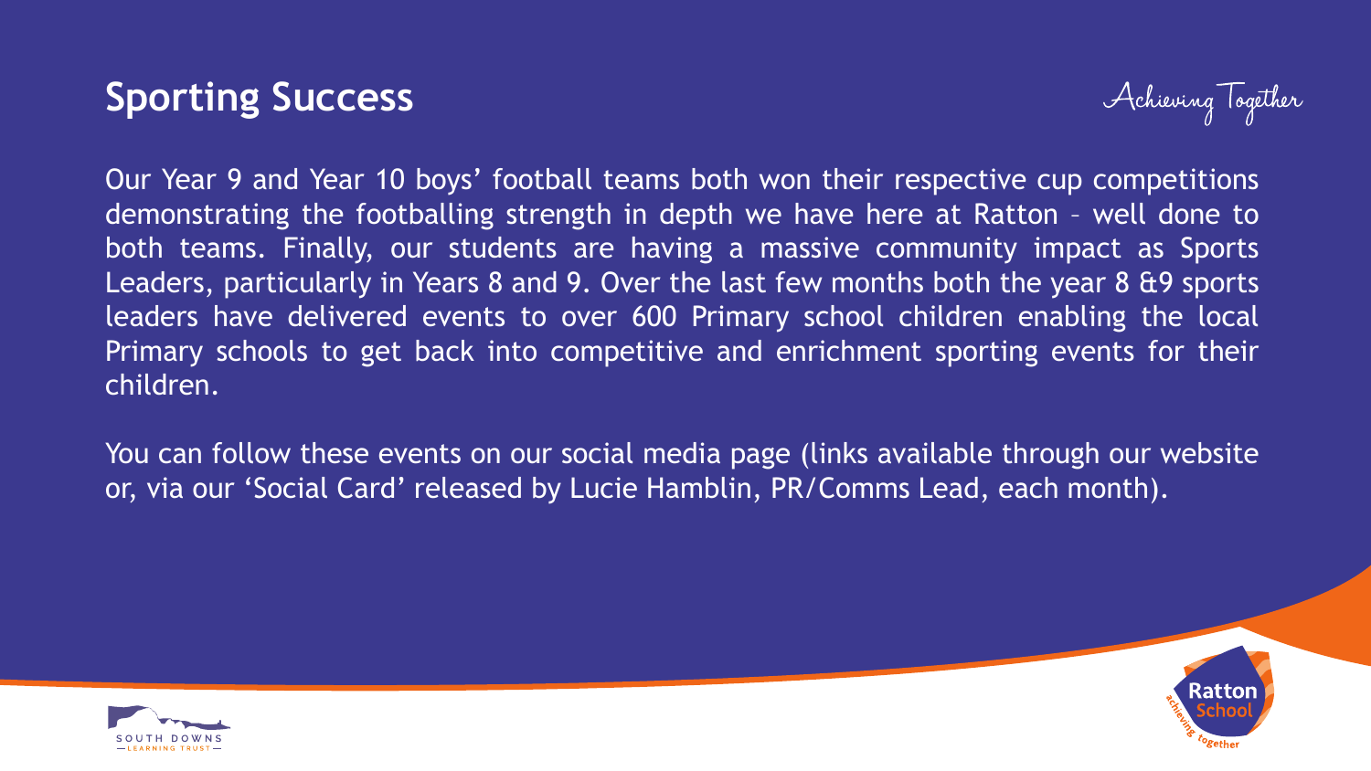## Sporting Success

Achieving Together

Our Year 9 and Year 10 boys' football teams both won their respective cup competitions demonstrating the footballing strength in depth we have here at Ratton – well done to both teams. Finally, our students are having a massive community impact as Sports Leaders, particularly in Years 8 and 9. Over the last few months both the year 8 &9 sports leaders have delivered events to over 600 Primary school children enabling the local Primary schools to get back into competitive and enrichment sporting events for their children.

You can follow these events on our social media page (links available through our website or, via our 'Social Card' released by Lucie Hamblin, PR/Comms Lead, each month).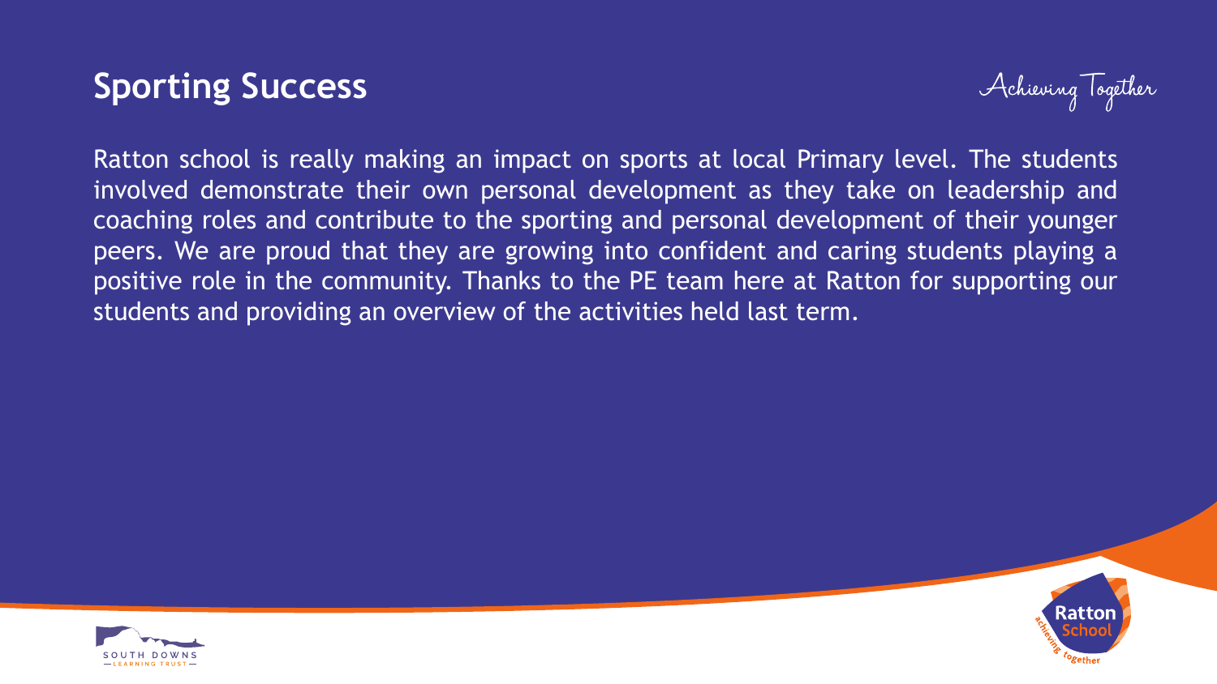## Sporting Success

Ratton school is really making an impact on sports at local Primary level. The students involved demonstrate their own personal development as they take on leadership and coaching roles and contribute to the sporting and personal development of their younger peers. We are proud that they are growing into confident and caring students playing a positive role in the community. Thanks to the PE team here at Ratton for supporting our students and providing an overview of the activities held last term.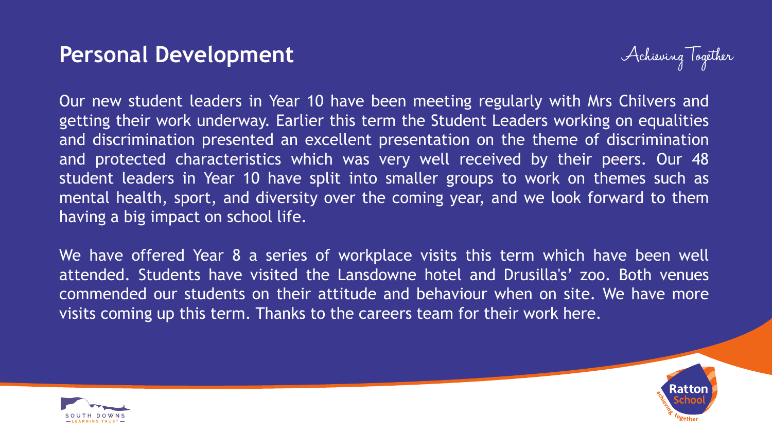# Personal Development

Our new student leaders in Year 10 have been meeting regularly with Mrs Chilvers and getting their work underway. Earlier this term the Student Leaders working on equalities and discrimination presented an excellent presentation on the theme of discrimination and protected characteristics which was very well received by their peers. Our 48 student leaders in Year 10 have split into smaller groups to work on themes such as mental health, sport, and diversity over the coming year, and we look forward to them having a big impact on school life.

We have offered Year 8 a series of workplace visits this term which have been well attended. Students have visited the Lansdowne hotel and Drusilla's' zoo. Both venues commended our students on their attitude and behaviour when on site. We have more visits coming up this term. Thanks to the careers team for their work here.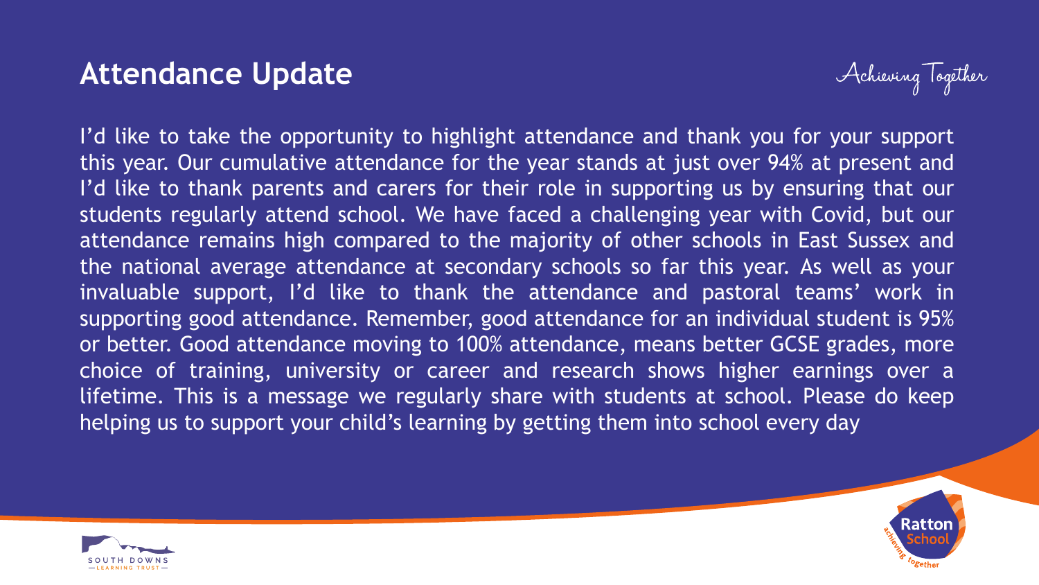## Attendance Update

*Achieving Together*

I'd like to take the opportunity to highlight attendance and thank you for your support this year. Our cumulative attendance for the year stands at just over 94% at present and I'd like to thank parents and carers for their role in supporting us by ensuring that our students regularly attend school. We have faced a challenging year with Covid, but our attendance remains high compared to the majority of other schools in East Sussex and the national average attendance at secondary schools so far this year. As well as your invaluable support, I'd like to thank the attendance and pastoral teams' work in supporting good attendance. Remember, good attendance for an individual student is 95% or better. Good attendance moving to 100% attendance, means better GCSE grades, more choice of training, university or career and research shows higher earnings over a lifetime. This is a message we regularly share with students at school. Please do keep helping us to support your child's learning by getting them into school every day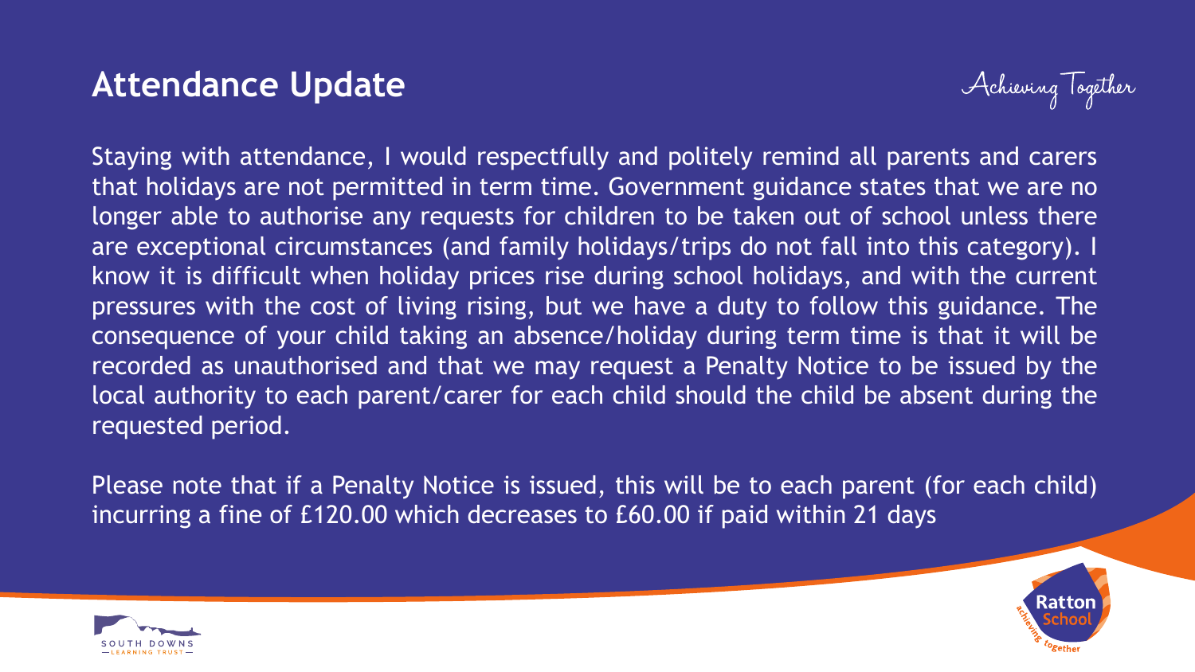# Attendance Update

Achieving Together

Staying with attendance, I would respectfully and politely remind all parents and carers that holidays are not permitted in term time. Government guidance states that we are no longer able to authorise any requests for children to be taken out of school unless there are exceptional circumstances (and family holidays/trips do not fall into this category). I know it is difficult when holiday prices rise during school holidays, and with the current pressures with the cost of living rising, but we have a duty to follow this guidance. The consequence of your child taking an absence/holiday during term time is that it will be recorded as unauthorised and that we may request a Penalty Notice to be issued by the local authority to each parent/carer for each child should the child be absent during the requested period.

Please note that if a Penalty Notice is issued, this will be to each parent (for each child) incurring a fine of £120.00 which decreases to £60.00 if paid within 21 days

SOUTH DOWNS LEARNING TRUST

Ratton School achieving together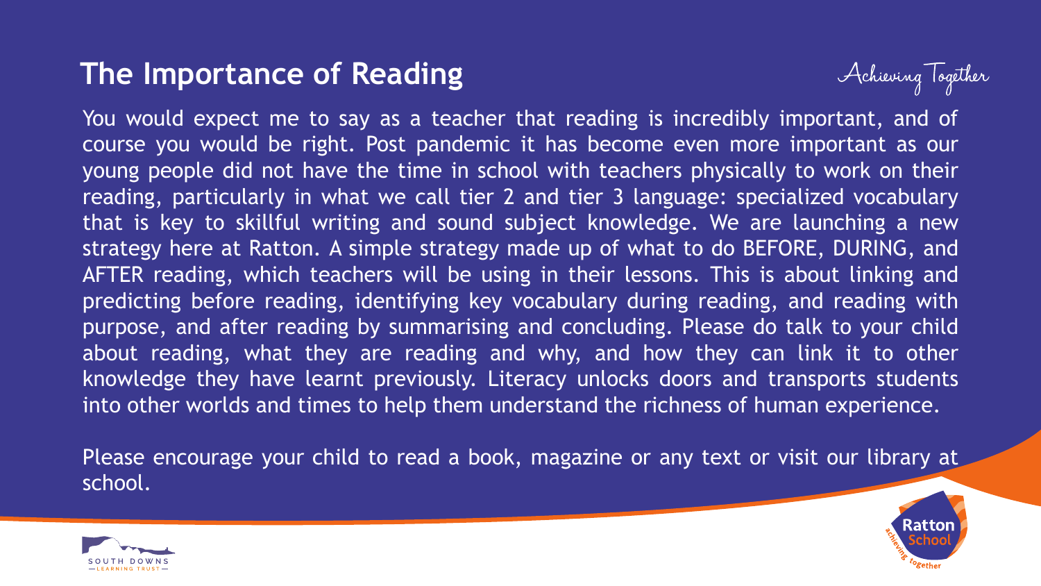# The Importance of Reading

You would expect me to say as a teacher that reading is incredibly important, and of course you would be right. Post pandemic it has become even more important as our young people did not have the time in school with teachers physically to work on their reading, particularly in what we call tier 2 and tier 3 language: specialized vocabulary that is key to skillful writing and sound subject knowledge. We are launching a new strategy here at Ratton. A simple strategy made up of what to do BEFORE, DURING, and AFTER reading, which teachers will be using in their lessons. This is about linking and predicting before reading, identifying key vocabulary during reading, and reading with purpose, and after reading by summarising and concluding. Please do talk to your child about reading, what they are reading and why, and how they can link it to other knowledge they have learnt previously. Literacy unlocks doors and transports students into other worlds and times to help them understand the richness of human experience.

Please encourage your child to read a book, magazine or any text or visit our library at school.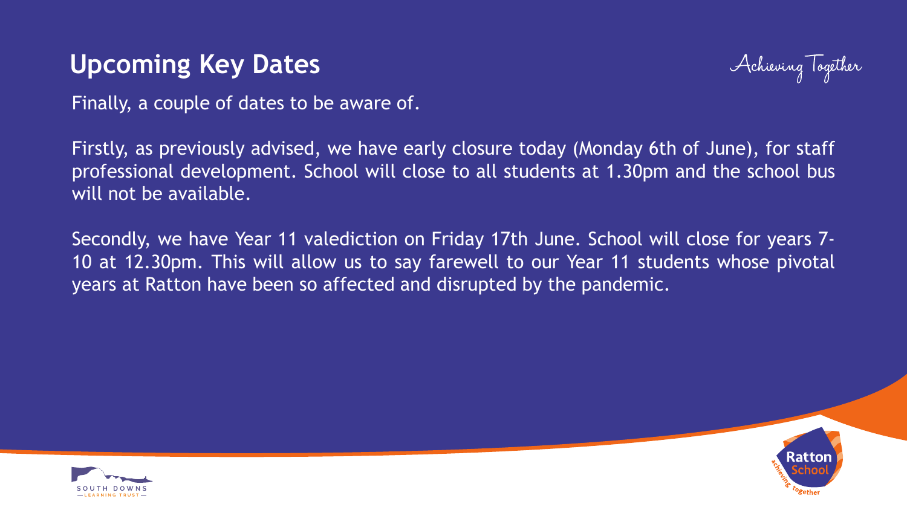## Upcoming Key Dates

Achieving Together

Finally, a couple of dates to be aware of.

Firstly, as previously advised, we have early closure today (Monday 6th of June), for staff professional development. School will close to all students at 1.30pm and the school bus will not be available.

Secondly, we have Year 11 valediction on Friday 17th June. School will close for years 7-10 at 12.30pm. This will allow us to say farewell to our Year 11 students whose pivotal years at Ratton have been so affected and disrupted by the pandemic.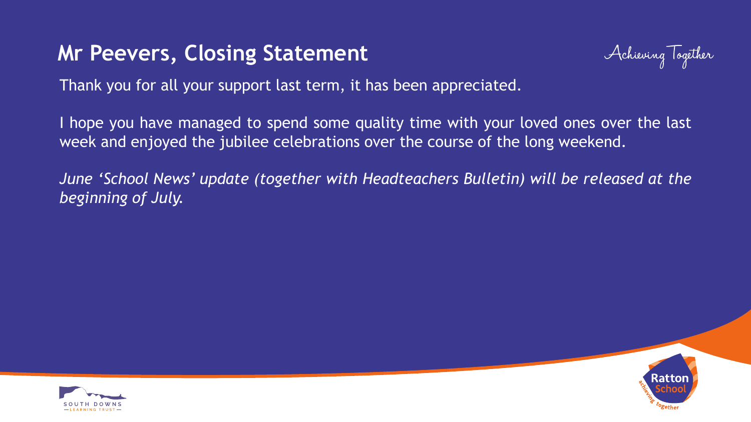## Mr Peevers, Closing Statement

Achieving Together

Thank you for all your support last term, it has been appreciated.

I hope you have managed to spend some quality time with your loved ones over the last week and enjoyed the jubilee celebrations over the course of the long weekend.

*June ‘School News’ update (together with Headteachers Bulletin) will be released at the beginning of July.*

SOUTH DOWNS LEARNING TRUST

Ratton School achieving together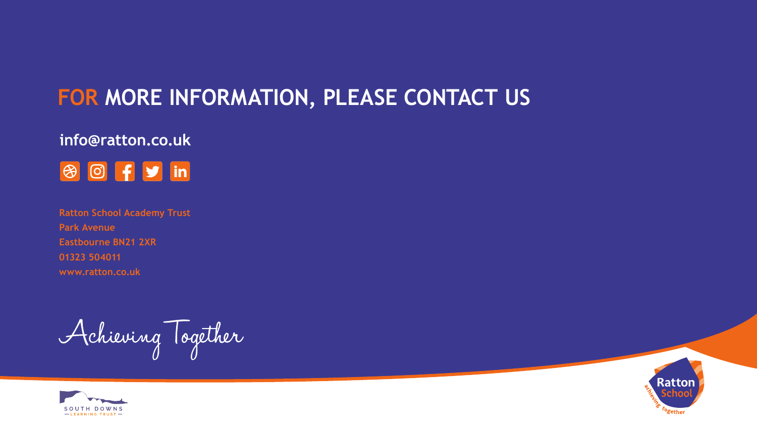# FOR MORE INFORMATION, PLEASE CONTACT US

**info@ratton.co.uk**

**Ratton School Academy Trust**
**Park Avenue**
**Eastbourne BN21 2XR**
**01323 504011**
**www.ratton.co.uk**

Achieving Together

SOUTH DOWNS LEARNING TRUST

Ratton School achieving together